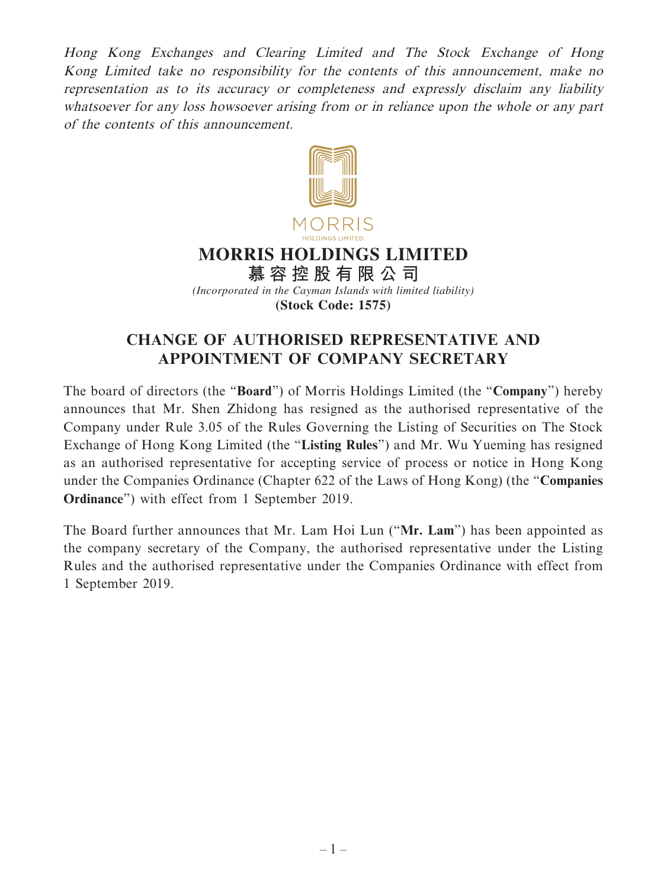*Hong Kong Exchanges and Clearing Limited and The Stock Exchange of Hong Kong Limited take no responsibility for the contents of this announcement, make no representation as to its accuracy or completeness and expressly disclaim any liability whatsoever for any loss howsoever arising from or in reliance upon the whole or any part of the contents of this announcement.*

MORRIS

HOLDINGS LIMITED

# MORRIS HOLDINGS LIMITED
# 慕容控股有限公司

*(Incorporated in the Cayman Islands with limited liability)*

**(Stock Code: 1575)**

## CHANGE OF AUTHORISED REPRESENTATIVE AND APPOINTMENT OF COMPANY SECRETARY

The board of directors (the "**Board**") of Morris Holdings Limited (the "**Company**") hereby announces that Mr. Shen Zhidong has resigned as the authorised representative of the Company under Rule 3.05 of the Rules Governing the Listing of Securities on The Stock Exchange of Hong Kong Limited (the "**Listing Rules**") and Mr. Wu Yueming has resigned as an authorised representative for accepting service of process or notice in Hong Kong under the Companies Ordinance (Chapter 622 of the Laws of Hong Kong) (the "**Companies Ordinance**") with effect from 1 September 2019.

The Board further announces that Mr. Lam Hoi Lun ("**Mr. Lam**") has been appointed as the company secretary of the Company, the authorised representative under the Listing Rules and the authorised representative under the Companies Ordinance with effect from 1 September 2019.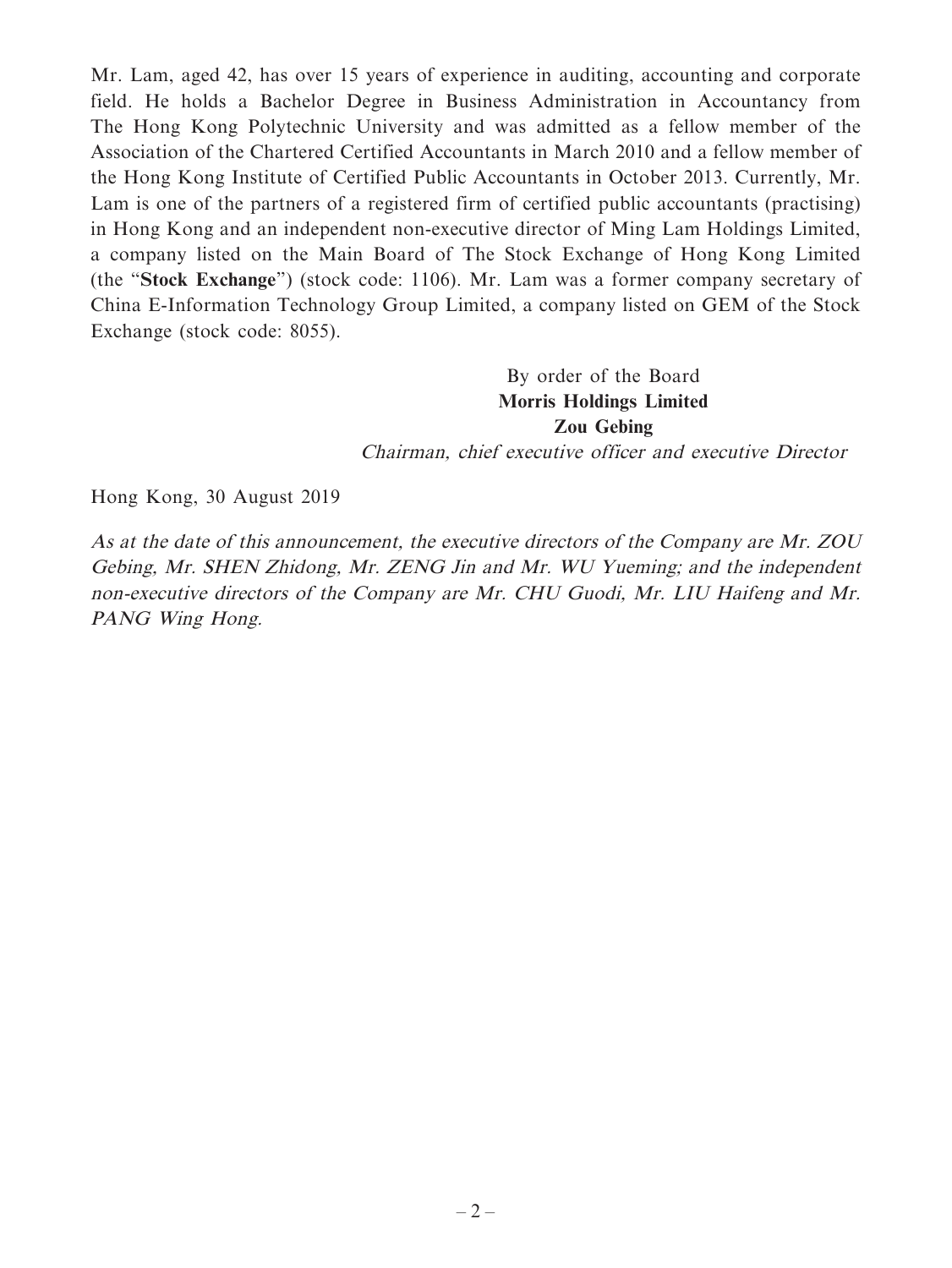Mr. Lam, aged 42, has over 15 years of experience in auditing, accounting and corporate field. He holds a Bachelor Degree in Business Administration in Accountancy from The Hong Kong Polytechnic University and was admitted as a fellow member of the Association of the Chartered Certified Accountants in March 2010 and a fellow member of the Hong Kong Institute of Certified Public Accountants in October 2013. Currently, Mr. Lam is one of the partners of a registered firm of certified public accountants (practising) in Hong Kong and an independent non-executive director of Ming Lam Holdings Limited, a company listed on the Main Board of The Stock Exchange of Hong Kong Limited (the "**Stock Exchange**") (stock code: 1106). Mr. Lam was a former company secretary of China E-Information Technology Group Limited, a company listed on GEM of the Stock Exchange (stock code: 8055).

By order of the Board
**Morris Holdings Limited**
**Zou Gebing**
*Chairman, chief executive officer and executive Director*

Hong Kong, 30 August 2019

*As at the date of this announcement, the executive directors of the Company are Mr. ZOU Gebing, Mr. SHEN Zhidong, Mr. ZENG Jin and Mr. WU Yueming; and the independent non-executive directors of the Company are Mr. CHU Guodi, Mr. LIU Haifeng and Mr. PANG Wing Hong.*